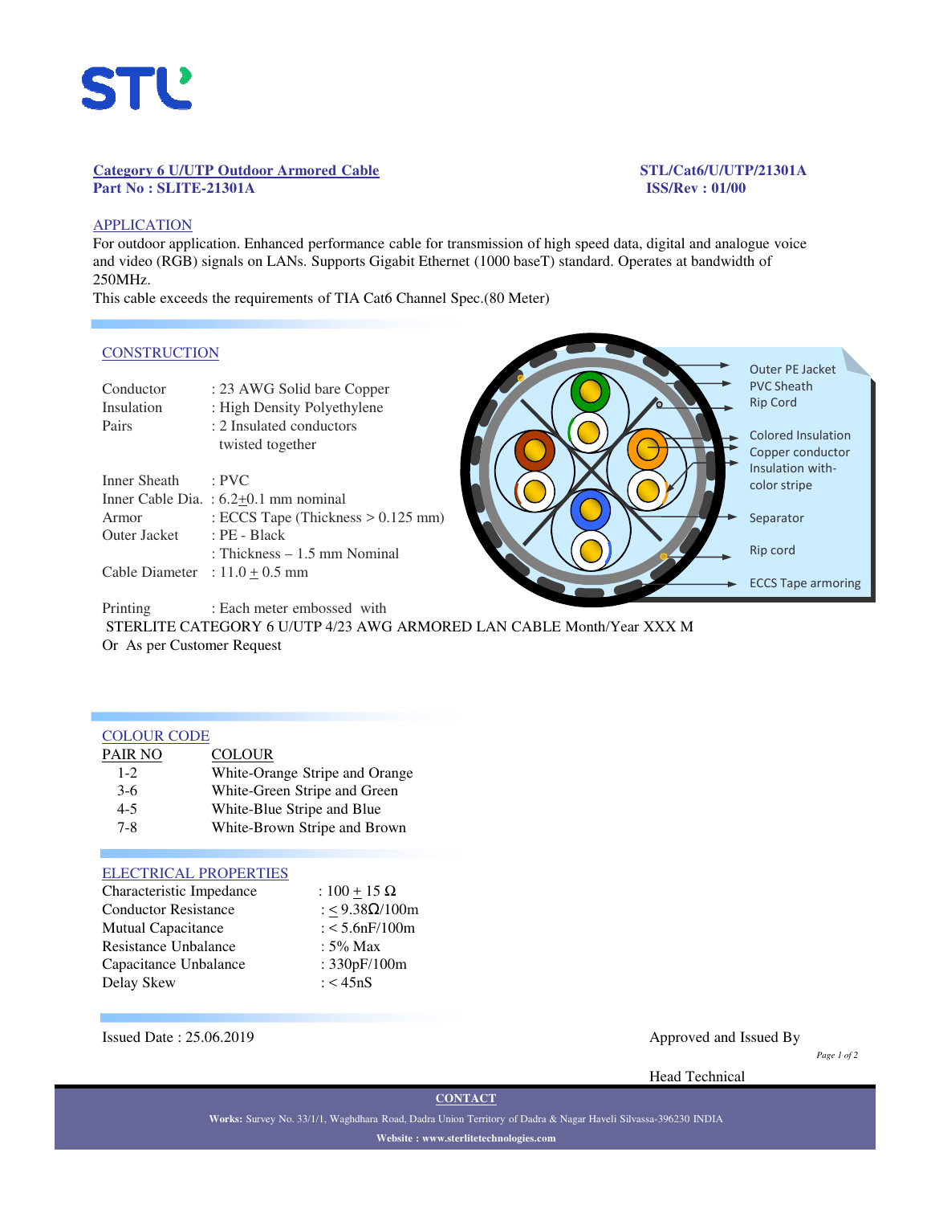**Category 6 U/UTP Outdoor Armored Cable**
**Part No : SLITE-21301A**

**STL/Cat6/U/UTP/21301A**
**ISS/Rev : 01/00**

## APPLICATION

For outdoor application. Enhanced performance cable for transmission of high speed data, digital and analogue voice and video (RGB) signals on LANs. Supports Gigabit Ethernet (1000 baseT) standard. Operates at bandwidth of 250MHz.

This cable exceeds the requirements of TIA Cat6 Channel Spec.(80 Meter)

## CONSTRUCTION

| | |
|---|---|
| Conductor | : 23 AWG Solid bare Copper |
| Insulation | : High Density Polyethylene |
| Pairs | : 2 Insulated conductors twisted together |
| Inner Sheath | : PVC |
| Inner Cable Dia. | : 6.2±0.1 mm nominal |
| Armor | : ECCS Tape (Thickness > 0.125 mm) |
| Outer Jacket | : PE - Black |
| | : Thickness – 1.5 mm Nominal |
| Cable Diameter | : 11.0 ± 0.5 mm |

Outer PE Jacket
PVC Sheath
Rip Cord
Colored Insulation
Copper conductor
Insulation with-color stripe
Separator
Rip cord
ECCS Tape armoring

Printing : Each meter embossed with
STERLITE CATEGORY 6 U/UTP 4/23 AWG ARMORED LAN CABLE Month/Year XXX M
Or As per Customer Request

## COLOUR CODE

| PAIR NO | COLOUR |
|---|---|
| 1-2 | White-Orange Stripe and Orange |
| 3-6 | White-Green Stripe and Green |
| 4-5 | White-Blue Stripe and Blue |
| 7-8 | White-Brown Stripe and Brown |

## ELECTRICAL PROPERTIES

| | |
|---|---|
| Characteristic Impedance | : 100 ± 15 Ω |
| Conductor Resistance | : ≤ 9.38Ω/100m |
| Mutual Capacitance | : < 5.6nF/100m |
| Resistance Unbalance | : 5% Max |
| Capacitance Unbalance | : 330pF/100m |
| Delay Skew | : < 45nS |

Issued Date : 25.06.2019

Approved and Issued By

Head Technical

**CONTACT**

**Works:** Survey No. 33/1/1, Waghdhara Road, Dadra Union Territory of Dadra & Nagar Haveli Silvassa-396230 INDIA

**Website : www.sterlitetechnologies.com**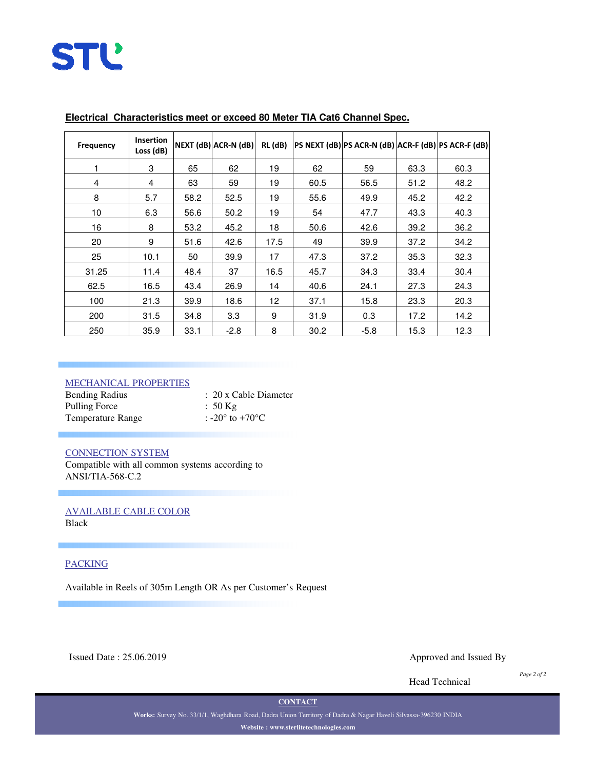## Electrical Characteristics meet or exceed 80 Meter TIA Cat6 Channel Spec.

| Frequency | Insertion Loss (dB) | NEXT (dB) | ACR-N (dB) | RL (dB) | PS NEXT (dB) | PS ACR-N (dB) | ACR-F (dB) | PS ACR-F (dB) |
|---|---|---|---|---|---|---|---|---|
| 1 | 3 | 65 | 62 | 19 | 62 | 59 | 63.3 | 60.3 |
| 4 | 4 | 63 | 59 | 19 | 60.5 | 56.5 | 51.2 | 48.2 |
| 8 | 5.7 | 58.2 | 52.5 | 19 | 55.6 | 49.9 | 45.2 | 42.2 |
| 10 | 6.3 | 56.6 | 50.2 | 19 | 54 | 47.7 | 43.3 | 40.3 |
| 16 | 8 | 53.2 | 45.2 | 18 | 50.6 | 42.6 | 39.2 | 36.2 |
| 20 | 9 | 51.6 | 42.6 | 17.5 | 49 | 39.9 | 37.2 | 34.2 |
| 25 | 10.1 | 50 | 39.9 | 17 | 47.3 | 37.2 | 35.3 | 32.3 |
| 31.25 | 11.4 | 48.4 | 37 | 16.5 | 45.7 | 34.3 | 33.4 | 30.4 |
| 62.5 | 16.5 | 43.4 | 26.9 | 14 | 40.6 | 24.1 | 27.3 | 24.3 |
| 100 | 21.3 | 39.9 | 18.6 | 12 | 37.1 | 15.8 | 23.3 | 20.3 |
| 200 | 31.5 | 34.8 | 3.3 | 9 | 31.9 | 0.3 | 17.2 | 14.2 |
| 250 | 35.9 | 33.1 | -2.8 | 8 | 30.2 | -5.8 | 15.3 | 12.3 |

### MECHANICAL PROPERTIES

Bending Radius : 20 x Cable Diameter
Pulling Force : 50 Kg
Temperature Range : -20° to +70°C

### CONNECTION SYSTEM

Compatible with all common systems according to ANSI/TIA-568-C.2

### AVAILABLE CABLE COLOR

Black

### PACKING

Available in Reels of 305m Length OR As per Customer's Request

Issued Date : 25.06.2019

Approved and Issued By

Head Technical

**CONTACT**

**Works:** Survey No. 33/1/1, Waghdhara Road, Dadra Union Territory of Dadra & Nagar Haveli Silvassa-396230 INDIA

**Website : www.sterlitetechnologies.com**